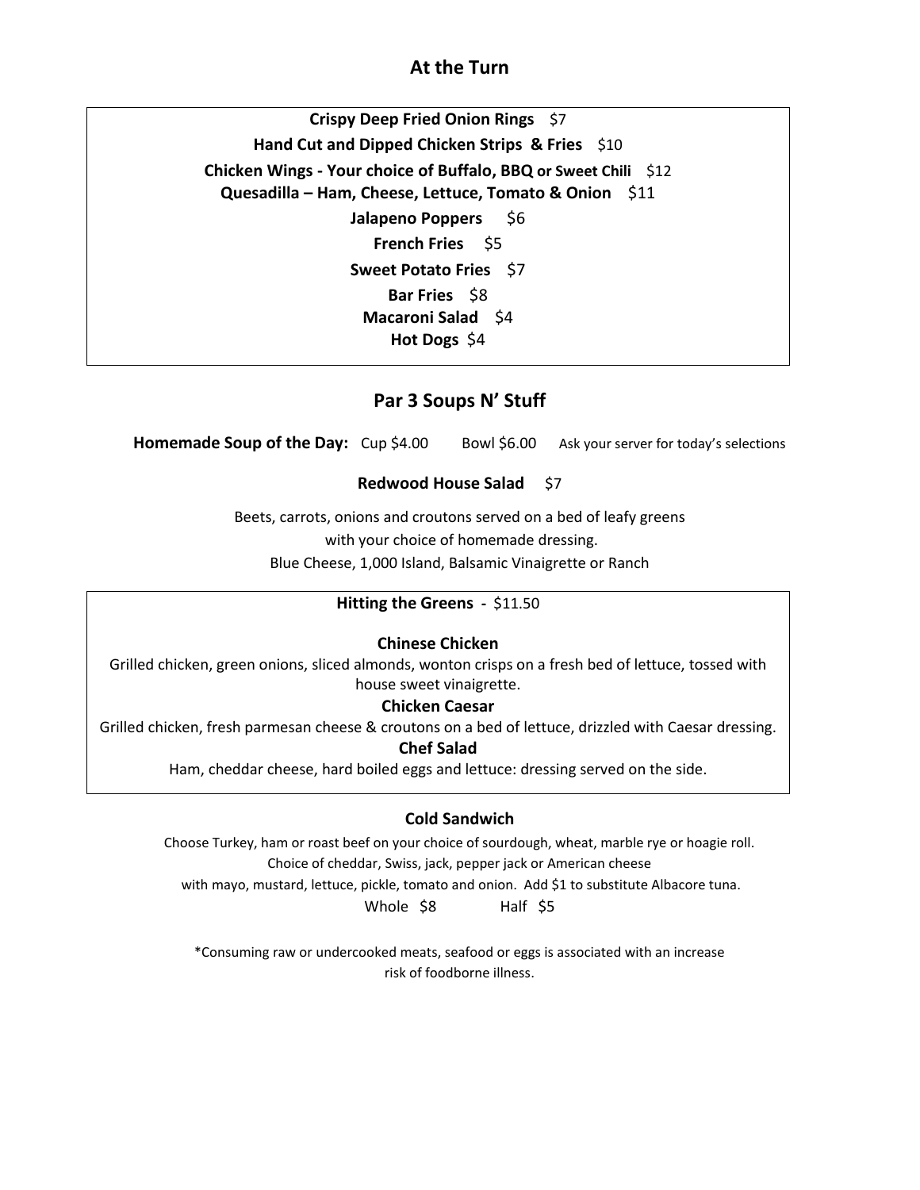## At the Turn

**Crispy Deep Fried Onion Rings** $7

**Hand Cut and Dipped Chicken Strips & Fries** $10

**Chicken Wings - Your choice of Buffalo, BBQ or Sweet Chili** $12

**Quesadilla – Ham, Cheese, Lettuce, Tomato & Onion** $11

**Jalapeno Poppers** $6

**French Fries** $5

**Sweet Potato Fries** $7

**Bar Fries** $8

**Macaroni Salad** $4

**Hot Dogs** $4

## Par 3 Soups N' Stuff

**Homemade Soup of the Day:** Cup $4.00 Bowl $6.00 Ask your server for today's selections

**Redwood House Salad** $7

Beets, carrots, onions and croutons served on a bed of leafy greens
with your choice of homemade dressing.
Blue Cheese, 1,000 Island, Balsamic Vinaigrette or Ranch

### Hitting the Greens - $11.50

**Chinese Chicken**

Grilled chicken, green onions, sliced almonds, wonton crisps on a fresh bed of lettuce, tossed with house sweet vinaigrette.

**Chicken Caesar**

Grilled chicken, fresh parmesan cheese & croutons on a bed of lettuce, drizzled with Caesar dressing.

**Chef Salad**

Ham, cheddar cheese, hard boiled eggs and lettuce: dressing served on the side.

### Cold Sandwich

Choose Turkey, ham or roast beef on your choice of sourdough, wheat, marble rye or hoagie roll.
Choice of cheddar, Swiss, jack, pepper jack or American cheese
with mayo, mustard, lettuce, pickle, tomato and onion. Add $1 to substitute Albacore tuna.

Whole $8 Half $5

*Consuming raw or undercooked meats, seafood or eggs is associated with an increase risk of foodborne illness.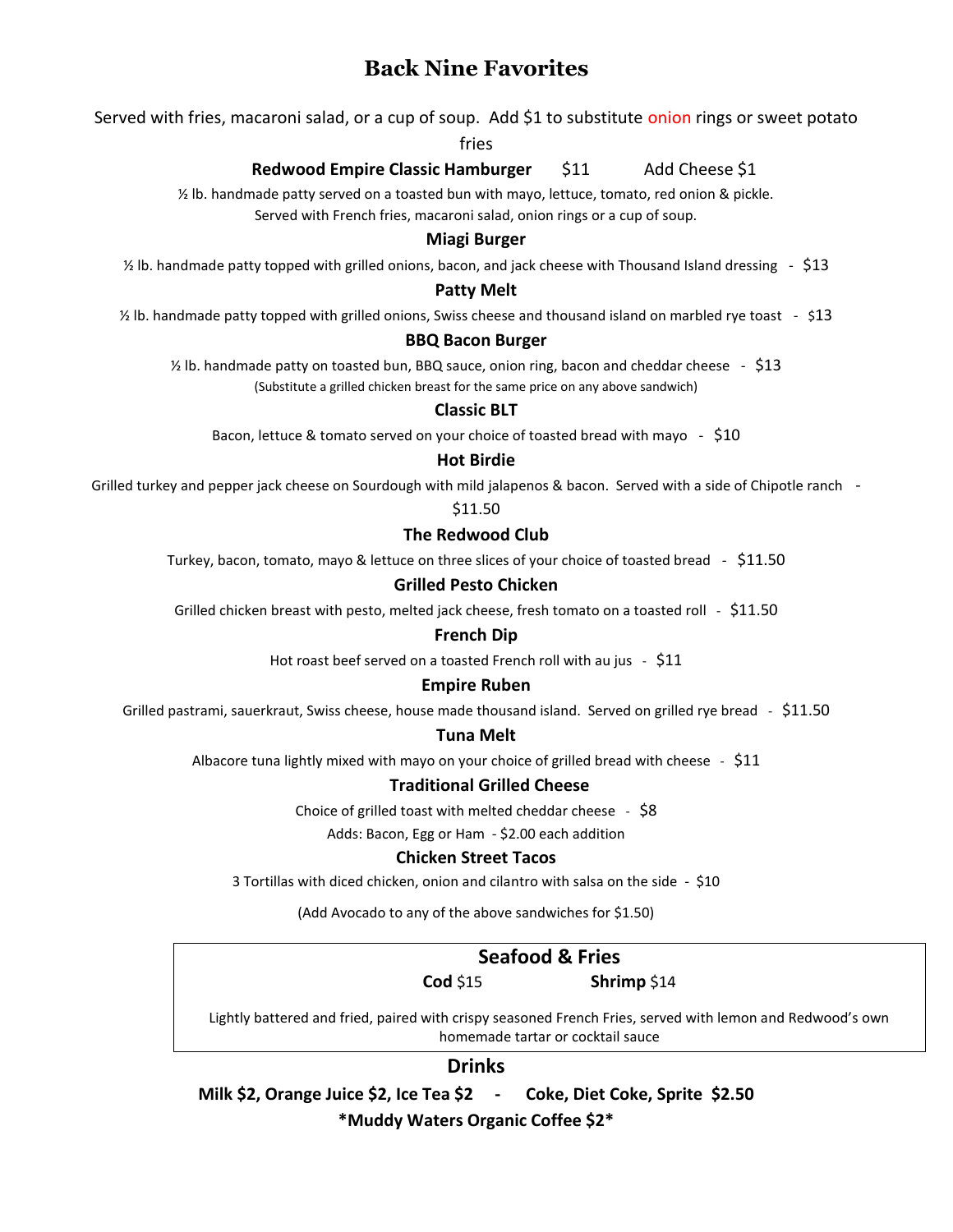# Back Nine Favorites

Served with fries, macaroni salad, or a cup of soup. Add $1 to substitute onion rings or sweet potato fries

**Redwood Empire Classic Hamburger** $11 Add Cheese $1

½ lb. handmade patty served on a toasted bun with mayo, lettuce, tomato, red onion & pickle.
Served with French fries, macaroni salad, onion rings or a cup of soup.

**Miagi Burger**

½ lb. handmade patty topped with grilled onions, bacon, and jack cheese with Thousand Island dressing - $13

**Patty Melt**

½ lb. handmade patty topped with grilled onions, Swiss cheese and thousand island on marbled rye toast - $13

**BBQ Bacon Burger**

½ lb. handmade patty on toasted bun, BBQ sauce, onion ring, bacon and cheddar cheese - $13
(Substitute a grilled chicken breast for the same price on any above sandwich)

**Classic BLT**

Bacon, lettuce & tomato served on your choice of toasted bread with mayo - $10

**Hot Birdie**

Grilled turkey and pepper jack cheese on Sourdough with mild jalapenos & bacon. Served with a side of Chipotle ranch - $11.50

**The Redwood Club**

Turkey, bacon, tomato, mayo & lettuce on three slices of your choice of toasted bread - $11.50

**Grilled Pesto Chicken**

Grilled chicken breast with pesto, melted jack cheese, fresh tomato on a toasted roll - $11.50

**French Dip**

Hot roast beef served on a toasted French roll with au jus - $11

**Empire Ruben**

Grilled pastrami, sauerkraut, Swiss cheese, house made thousand island. Served on grilled rye bread - $11.50

**Tuna Melt**

Albacore tuna lightly mixed with mayo on your choice of grilled bread with cheese - $11

**Traditional Grilled Cheese**

Choice of grilled toast with melted cheddar cheese - $8
Adds: Bacon, Egg or Ham - $2.00 each addition

**Chicken Street Tacos**

3 Tortillas with diced chicken, onion and cilantro with salsa on the side - $10

(Add Avocado to any of the above sandwiches for $1.50)

## Seafood & Fries

**Cod** $15 **Shrimp** $14

Lightly battered and fried, paired with crispy seasoned French Fries, served with lemon and Redwood's own homemade tartar or cocktail sauce

## Drinks

**Milk $2, Orange Juice $2, Ice Tea $2 - Coke, Diet Coke, Sprite $2.50**

***Muddy Waters Organic Coffee $2***